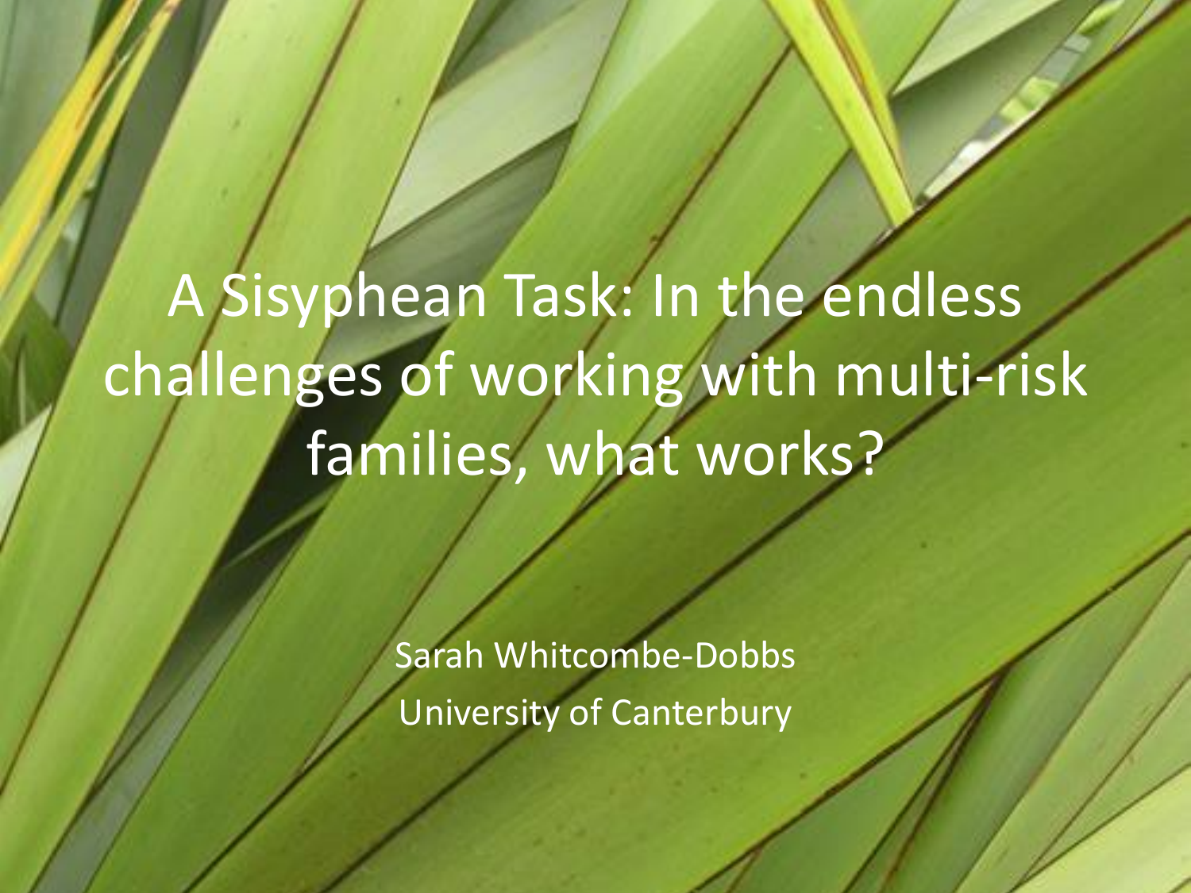# A Sisyphean Task: In the endless challenges of working with multi-risk families, what works?

Sarah Whitcombe-Dobbs

University of Canterbury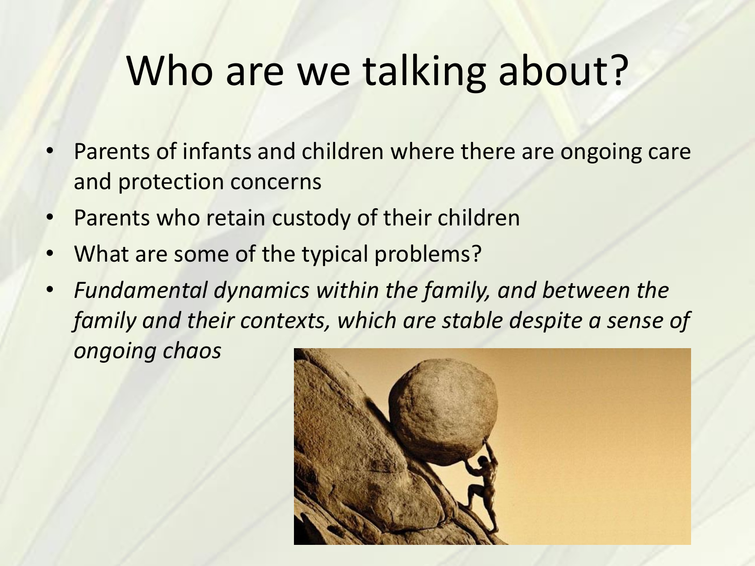# Who are we talking about?

- Parents of infants and children where there are ongoing care and protection concerns
- Parents who retain custody of their children
- What are some of the typical problems?
- *Fundamental dynamics within the family, and between the family and their contexts, which are stable despite a sense of ongoing chaos*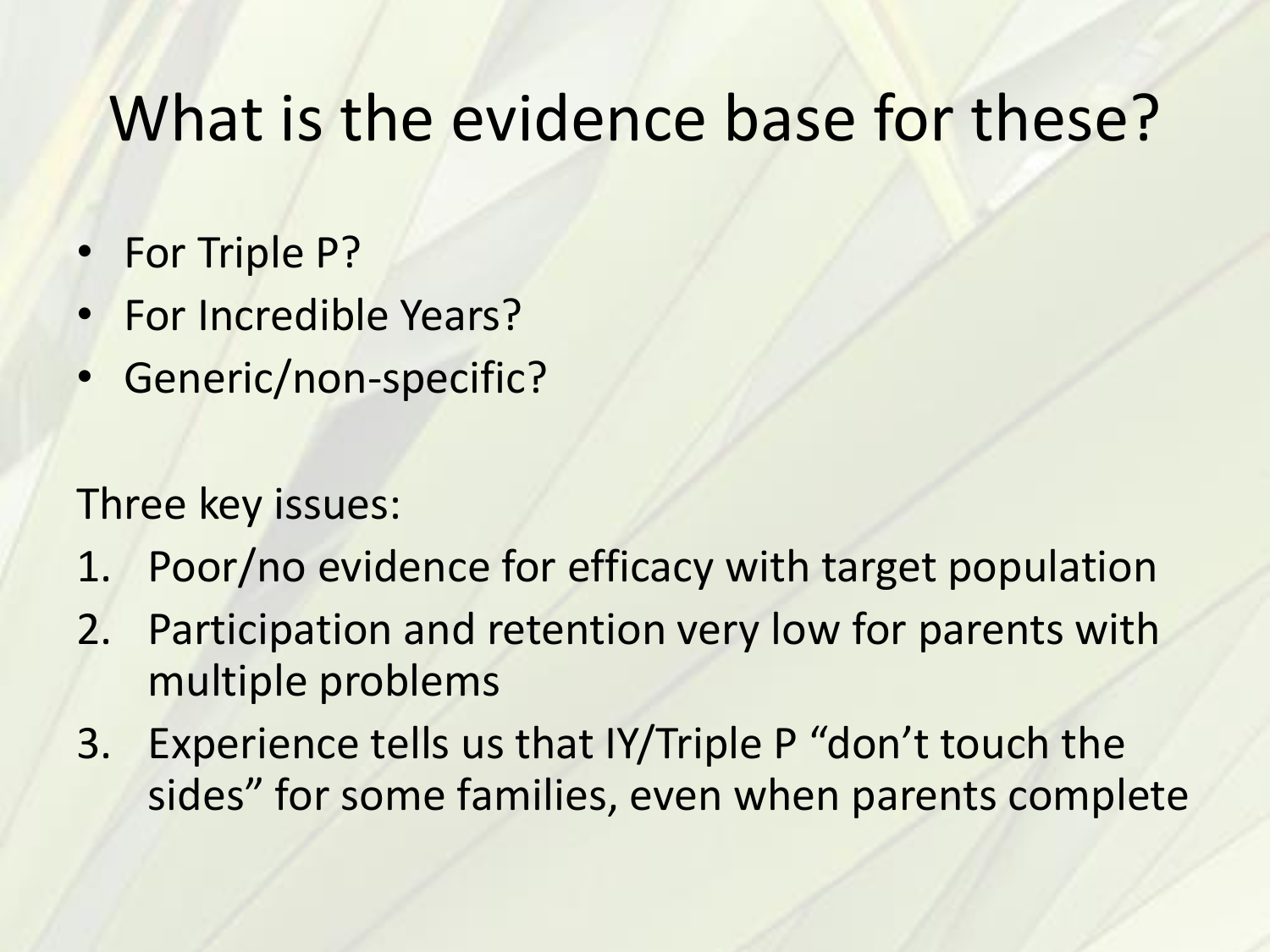# What is the evidence base for these?

- For Triple P?
- For Incredible Years?
- Generic/non-specific?

Three key issues:

1. Poor/no evidence for efficacy with target population
2. Participation and retention very low for parents with multiple problems
3. Experience tells us that IY/Triple P “don’t touch the sides” for some families, even when parents complete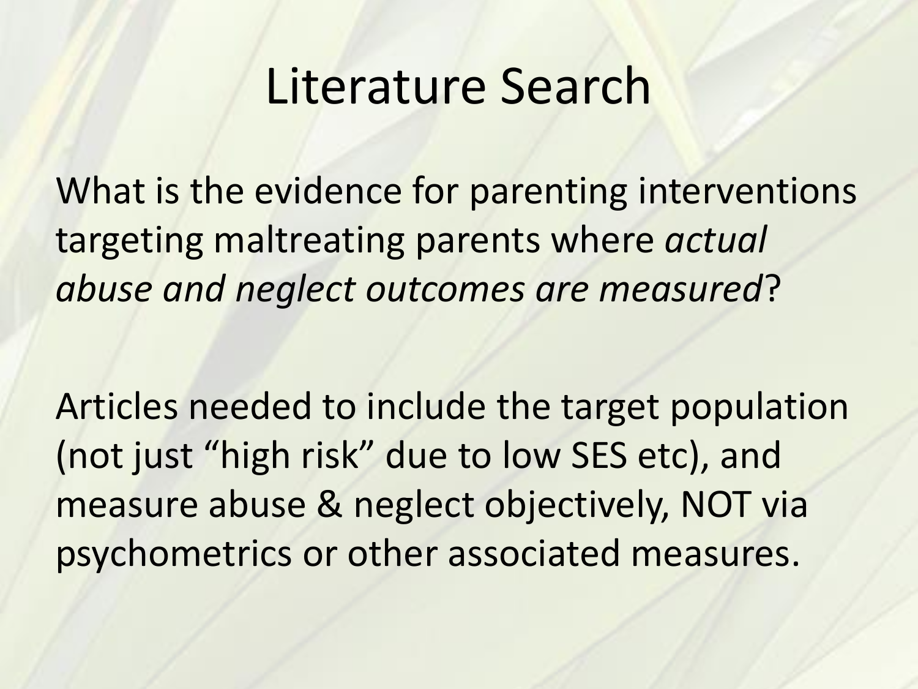# Literature Search

What is the evidence for parenting interventions targeting maltreating parents where *actual abuse and neglect outcomes are measured*?

Articles needed to include the target population (not just “high risk” due to low SES etc), and measure abuse & neglect objectively, NOT via psychometrics or other associated measures.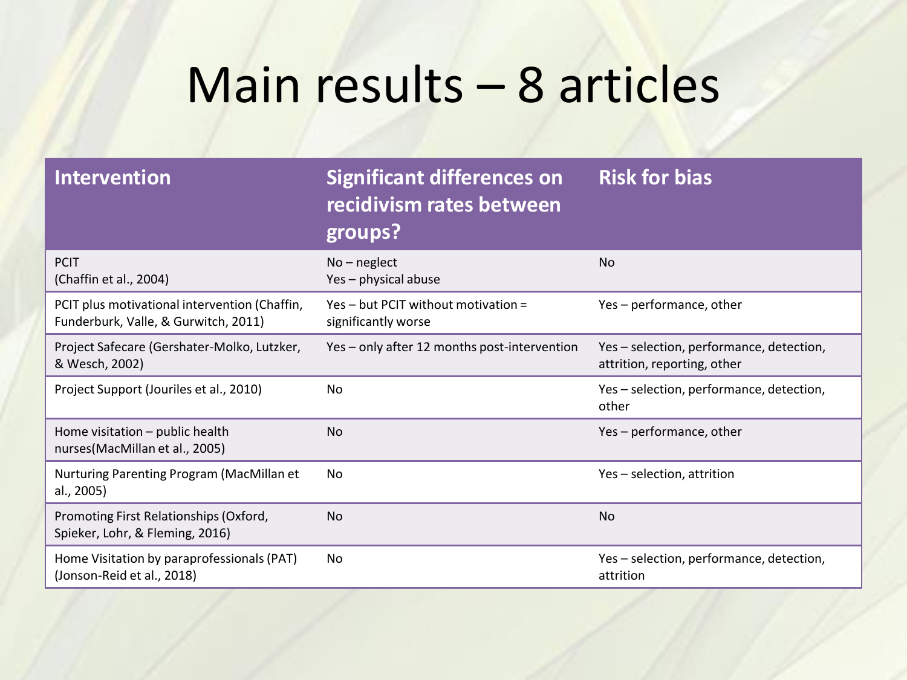# Main results – 8 articles

| Intervention | Significant differences on recidivism rates between groups? | Risk for bias |
| --- | --- | --- |
| PCIT<br>(Chaffin et al., 2004) | No – neglect<br>Yes – physical abuse | No |
| PCIT plus motivational intervention (Chaffin, Funderburk, Valle, & Gurwitch, 2011) | Yes – but PCIT without motivation = significantly worse | Yes – performance, other |
| Project Safecare (Gershater-Molko, Lutzker, & Wesch, 2002) | Yes – only after 12 months post-intervention | Yes – selection, performance, detection, attrition, reporting, other |
| Project Support (Jouriles et al., 2010) | No | Yes – selection, performance, detection, other |
| Home visitation – public health nurses(MacMillan et al., 2005) | No | Yes – performance, other |
| Nurturing Parenting Program (MacMillan et al., 2005) | No | Yes – selection, attrition |
| Promoting First Relationships (Oxford, Spieker, Lohr, & Fleming, 2016) | No | No |
| Home Visitation by paraprofessionals (PAT) (Jonson-Reid et al., 2018) | No | Yes – selection, performance, detection, attrition |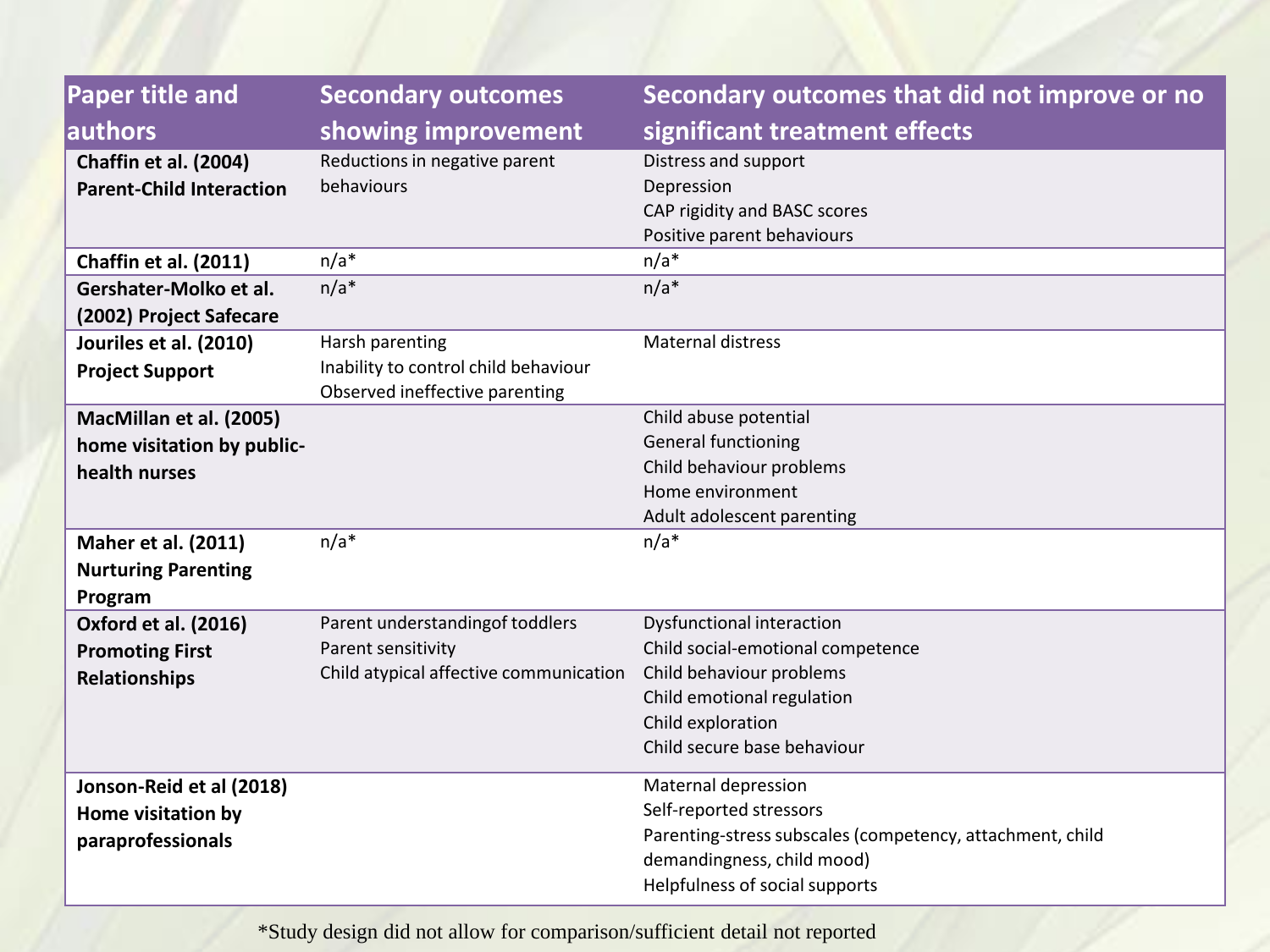| Paper title and authors | Secondary outcomes showing improvement | Secondary outcomes that did not improve or no significant treatment effects |
|---|---|---|
| **Chaffin et al. (2004) Parent-Child Interaction** | Reductions in negative parent behaviours | Distress and support<br>Depression<br>CAP rigidity and BASC scores<br>Positive parent behaviours |
| **Chaffin et al. (2011)** | n/a* | n/a* |
| **Gershater-Molko et al. (2002) Project Safecare** | n/a* | n/a* |
| **Jouriles et al. (2010) Project Support** | Harsh parenting<br>Inability to control child behaviour<br>Observed ineffective parenting | Maternal distress |
| **MacMillan et al. (2005) home visitation by public-health nurses** | | Child abuse potential<br>General functioning<br>Child behaviour problems<br>Home environment<br>Adult adolescent parenting |
| **Maher et al. (2011) Nurturing Parenting Program** | n/a* | n/a* |
| **Oxford et al. (2016) Promoting First Relationships** | Parent understandingof toddlers<br>Parent sensitivity<br>Child atypical affective communication | Dysfunctional interaction<br>Child social-emotional competence<br>Child behaviour problems<br>Child emotional regulation<br>Child exploration<br>Child secure base behaviour |
| **Jonson-Reid et al (2018) Home visitation by paraprofessionals** | | Maternal depression<br>Self-reported stressors<br>Parenting-stress subscales (competency, attachment, child demandingness, child mood)<br>Helpfulness of social supports |

*Study design did not allow for comparison/sufficient detail not reported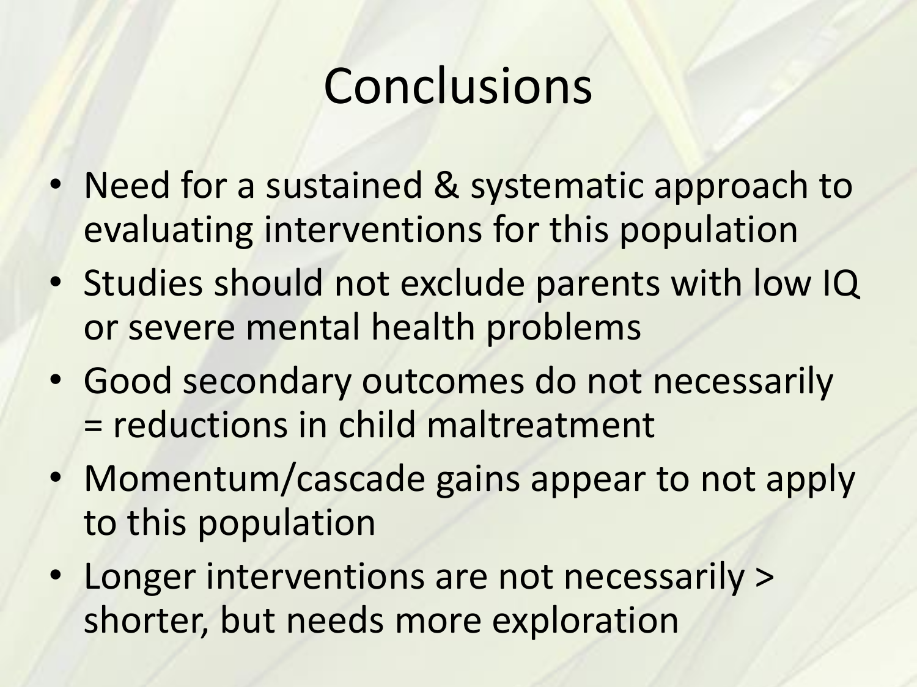# Conclusions

- Need for a sustained & systematic approach to evaluating interventions for this population
- Studies should not exclude parents with low IQ or severe mental health problems
- Good secondary outcomes do not necessarily = reductions in child maltreatment
- Momentum/cascade gains appear to not apply to this population
- Longer interventions are not necessarily > shorter, but needs more exploration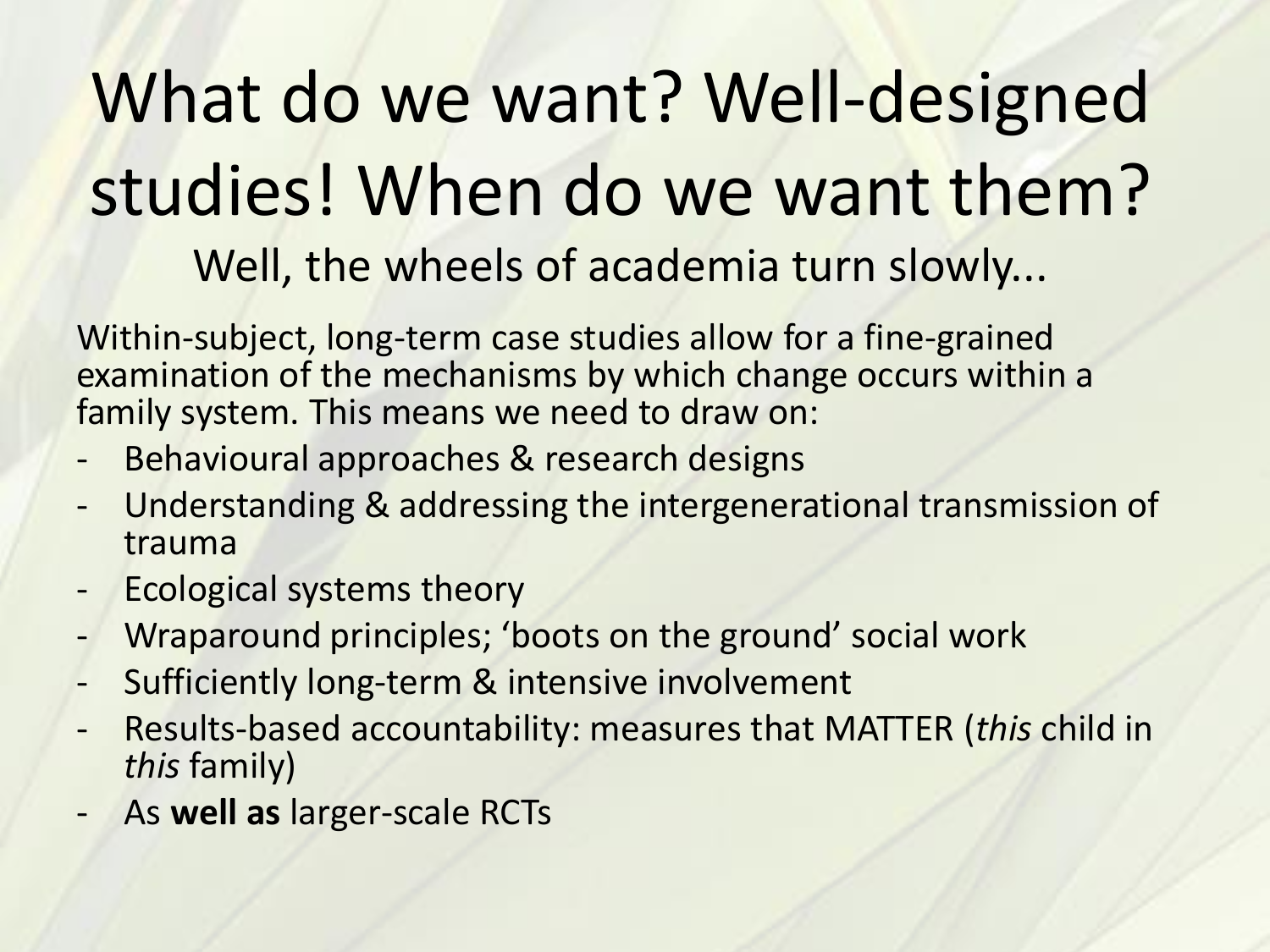# What do we want? Well-designed studies! When do we want them?

Well, the wheels of academia turn slowly...

Within-subject, long-term case studies allow for a fine-grained examination of the mechanisms by which change occurs within a family system. This means we need to draw on:

- Behavioural approaches & research designs
- Understanding & addressing the intergenerational transmission of trauma
- Ecological systems theory
- Wraparound principles; 'boots on the ground' social work
- Sufficiently long-term & intensive involvement
- Results-based accountability: measures that MATTER (*this* child in *this* family)
- As **well as** larger-scale RCTs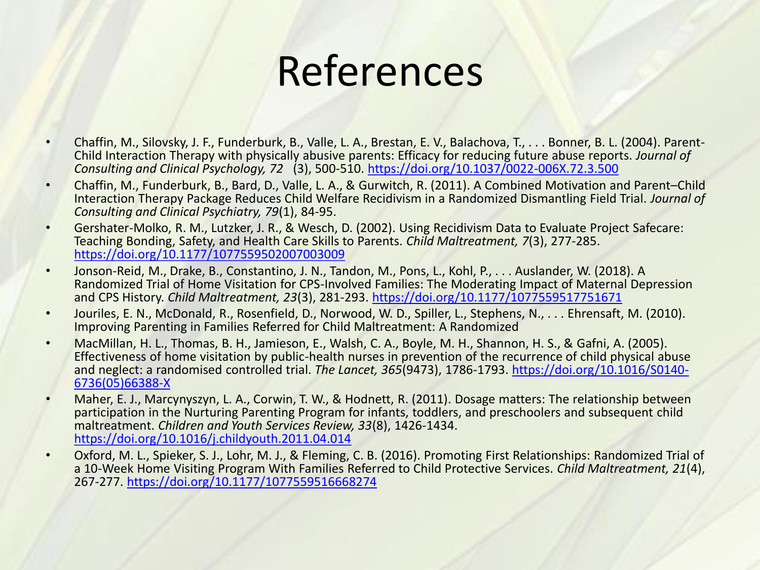# References

- Chaffin, M., Silovsky, J. F., Funderburk, B., Valle, L. A., Brestan, E. V., Balachova, T., . . . Bonner, B. L. (2004). Parent-Child Interaction Therapy with physically abusive parents: Efficacy for reducing future abuse reports. *Journal of Consulting and Clinical Psychology, 72* (3), 500-510. https://doi.org/10.1037/0022-006X.72.3.500
- Chaffin, M., Funderburk, B., Bard, D., Valle, L. A., & Gurwitch, R. (2011). A Combined Motivation and Parent–Child Interaction Therapy Package Reduces Child Welfare Recidivism in a Randomized Dismantling Field Trial. *Journal of Consulting and Clinical Psychiatry, 79*(1), 84-95.
- Gershater-Molko, R. M., Lutzker, J. R., & Wesch, D. (2002). Using Recidivism Data to Evaluate Project Safecare: Teaching Bonding, Safety, and Health Care Skills to Parents. *Child Maltreatment, 7*(3), 277-285. https://doi.org/10.1177/1077559502007003009
- Jonson-Reid, M., Drake, B., Constantino, J. N., Tandon, M., Pons, L., Kohl, P., . . . Auslander, W. (2018). A Randomized Trial of Home Visitation for CPS-Involved Families: The Moderating Impact of Maternal Depression and CPS History. *Child Maltreatment, 23*(3), 281-293. https://doi.org/10.1177/1077559517751671
- Jouriles, E. N., McDonald, R., Rosenfield, D., Norwood, W. D., Spiller, L., Stephens, N., . . . Ehrensaft, M. (2010). Improving Parenting in Families Referred for Child Maltreatment: A Randomized
- MacMillan, H. L., Thomas, B. H., Jamieson, E., Walsh, C. A., Boyle, M. H., Shannon, H. S., & Gafni, A. (2005). Effectiveness of home visitation by public-health nurses in prevention of the recurrence of child physical abuse and neglect: a randomised controlled trial. *The Lancet, 365*(9473), 1786-1793. https://doi.org/10.1016/S0140-6736(05)66388-X
- Maher, E. J., Marcynyszyn, L. A., Corwin, T. W., & Hodnett, R. (2011). Dosage matters: The relationship between participation in the Nurturing Parenting Program for infants, toddlers, and preschoolers and subsequent child maltreatment. *Children and Youth Services Review, 33*(8), 1426-1434. https://doi.org/10.1016/j.childyouth.2011.04.014
- Oxford, M. L., Spieker, S. J., Lohr, M. J., & Fleming, C. B. (2016). Promoting First Relationships: Randomized Trial of a 10-Week Home Visiting Program With Families Referred to Child Protective Services. *Child Maltreatment, 21*(4), 267-277. https://doi.org/10.1177/1077559516668274